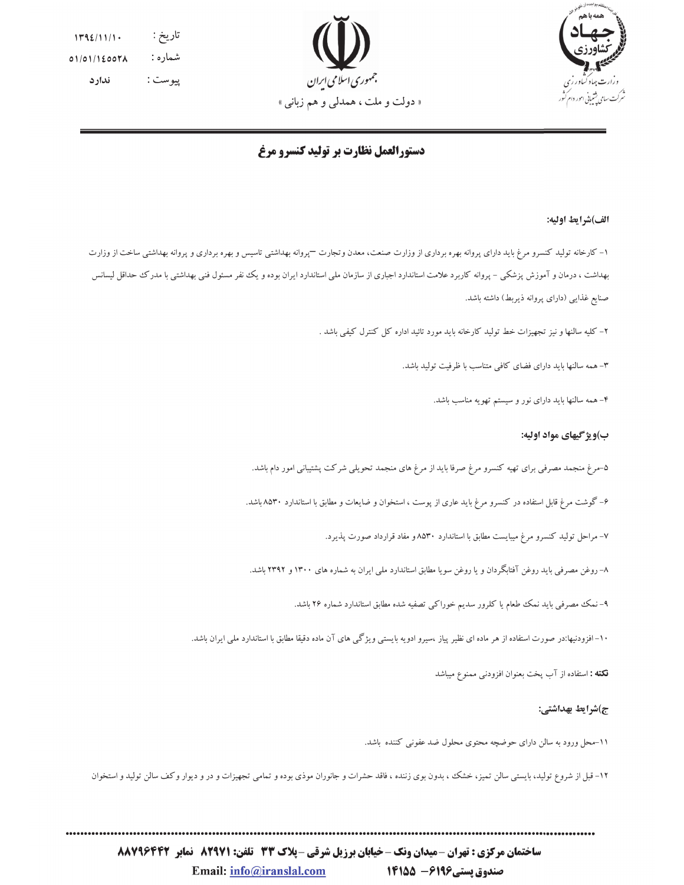تاریخ : ۱۳۹۴/۱۱/۱۰
شماره : ۵۱/۵۱/۱۴۵۵۲۸
پیوست : ندارد

جمهوری اسلامی ایران

« دولت و ملت ، همدلی و هم زبانی »

همه با هم جهاد کشاورزی
وزارت جهاد کشاورزی
شرکت سهامی پشتیبانی امور دام کشور

# دستورالعمل نظارت بر تولید کنسرو مرغ

### الف)شرایط اولیه:

۱- کارخانه تولید کنسرو مرغ باید دارای پروانه بهره برداری از وزارت صنعت، معدن وتجارت –پروانه بهداشتی تاسیس و بهره برداری و پروانه بهداشتی ساخت از وزارت بهداشت ، درمان و آموزش پزشکی - پروانه کاربرد علامت استاندارد اجباری از سازمان ملی استاندارد ایران بوده و یک نفر مسئول فنی بهداشتی با مدرک حداقل لیسانس صنایع غذایی (دارای پروانه ذیربط) داشته باشد.

۲- کلیه سالنها و نیز تجهیزات خط تولید کارخانه باید مورد تائید اداره کل کنترل کیفی باشد .

۳- همه سالنها باید دارای فضای کافی متناسب با ظرفیت تولید باشد.

۴- همه سالنها باید دارای نور و سیستم تهویه مناسب باشد.

### ب)ویژگیهای مواد اولیه:

۵-مرغ منجمد مصرفی برای تهیه کنسرو مرغ صرفا باید از مرغ های منجمد تحویلی شرکت پشتیبانی امور دام باشد.

۶- گوشت مرغ قابل استفاده در کنسرو مرغ باید عاری از پوست ، استخوان و ضایعات و مطابق با استاندارد ۸۵۳۰ باشد.

۷- مراحل تولید کنسرو مرغ میبایست مطابق با استاندارد ۸۵۳۰ و مفاد قرارداد صورت پذیرد.

۸- روغن مصرفی باید روغن آفتابگردان و یا روغن سویا مطابق استاندارد ملی ایران به شماره های ۱۳۰۰ و ۲۳۹۲ باشد.

۹- نمک مصرفی باید نمک طعام یا کلرور سدیم خوراکی تصفیه شده مطابق استاندارد شماره ۲۶ باشد.

۱۰- افزودنیها:در صورت استفاده از هر ماده ای نظیر پیاز ،سیرو ادویه بایستی ویژگی های آن ماده دقیقا مطابق با استاندارد ملی ایران باشد.

**نکته :** استفاده از آب پخت بعنوان افزودنی ممنوع میباشد

### ج)شرایط بهداشتی:

۱۱-محل ورود به سالن دارای حوضچه محتوی محلول ضد عفونی کننده باشد.

۱۲- قبل از شروع تولید، بایستی سالن تمیز، خشک ، بدون بوی زننده ، فاقد حشرات و جانوران موذی بوده و تمامی تجهیزات و در و دیوار وکف سالن تولید و استخوان

**ساختمان مرکزی : تهران –میدان ونک – خیابان برزیل شرقی –پلاک ۳۳ تلفن: ۸۲۹۷۱ نمابر ۸۸۷۹۶۴۴۲**

Email: info@iranslal.com صندوق پستی۶۱۹۶– ۱۴۱۵۵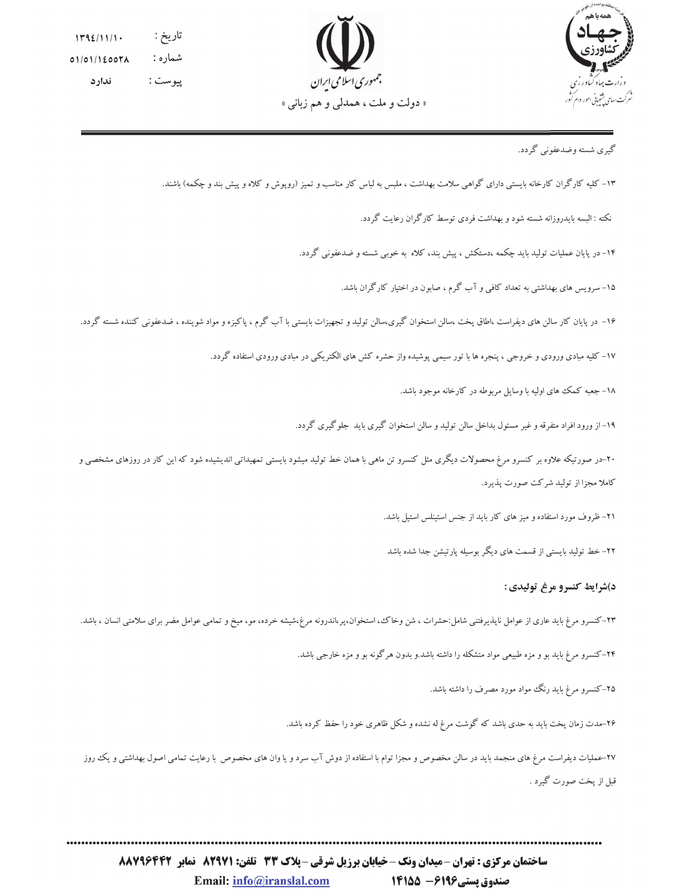گیری شسته وضدعفونی گردد.

۱۳- کلیه کارگران کارخانه بایستی دارای گواهی سلامت بهداشت ، ملبس به لباس کار مناسب و تمیز (روپوش و کلاه و پیش بند و چکمه) باشند.

نکته : البسه بایدروزانه شسته شود و بهداشت فردی توسط کارگران رعایت گردد.

۱۴- در پایان عملیات تولید باید چکمه ،دستکش ، پیش بند، کلاه به خوبی شسته و ضدعفونی گردد.

۱۵- سرویس های بهداشتی به تعداد کافی و آب گرم ، صابون در اختیار کارگران باشد.

۱۶- در پایان کار سالن های دیفراست ،اطاق پخت ،سالن استخوان گیری،سالن تولید و تجهیزات بایستی با آب گرم ، پاکیزه و مواد شوینده ، ضدعفونی کننده شسته گردد.

۱۷- کلیه مبادی ورودی و خروجی ، پنجره ها با تور سیمی پوشیده واز حشره کش های الکتریکی در مبادی ورودی استفاده گردد.

۱۸- جعبه کمک های اولیه با وسایل مربوطه در کارخانه موجود باشد.

۱۹- از ورود افراد متفرقه و غیر مسئول بداخل سالن تولید و سالن استخوان گیری باید جلوگیری گردد.

۲۰-در صورتیکه علاوه بر کنسرو مرغ محصولات دیگری مثل کنسرو تن ماهی با همان خط تولید میشود بایستی تمهیداتی اندیشیده شود که این کار در روزهای مشخصی و کاملا مجزا از تولید شرکت صورت پذیرد.

۲۱- ظروف مورد استفاده و میز های کار باید از جنس استینلس استیل باشد.

۲۲- خط تولید بایستی از قسمت های دیگر بوسیله پارتیشن جدا شده باشد

### د)شرایط کنسرو مرغ تولیدی :

۲۳-کنسرو مرغ باید عاری از عوامل ناپذیرفتنی شامل:حشرات ، شن وخاک، استخوان،پر،اندرونه مرغ،شیشه خرده، مو، میخ و تمامی عوامل مضر برای سلامتی انسان ، باشد.

۲۴-کنسرو مرغ باید بو و مزه طبیعی مواد متشکله را داشته باشد.و بدون هرگونه بو و مزه خارجی باشد.

۲۵-کنسرو مرغ باید رنگ مواد مورد مصرف را داشته باشد.

۲۶-مدت زمان پخت باید به حدی باشد که گوشت مرغ له نشده و شکل ظاهری خود را حفظ کرده باشد.

۲۷-عملیات دیفراست مرغ های منجمد باید در سالن مخصوص و مجزا توام با استفاده از دوش آب سرد و یا وان های مخصوص با رعایت تمامی اصول بهداشتی و یک روز قبل از پخت صورت گیرد .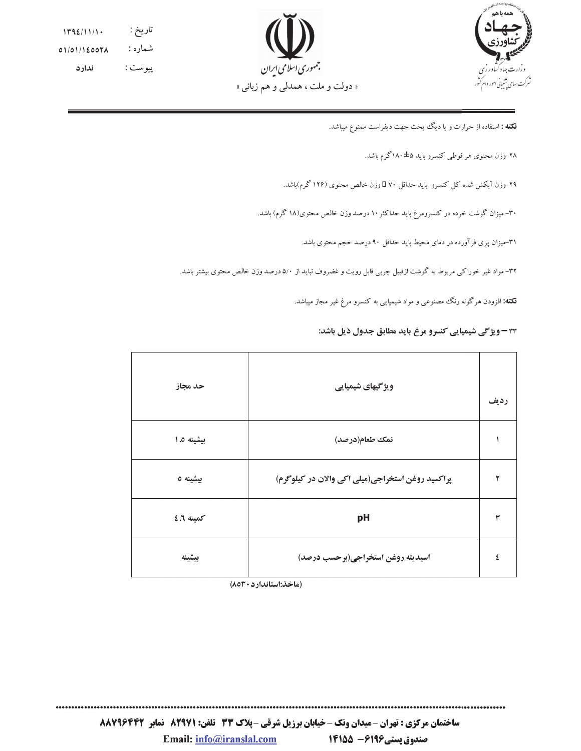تاریخ : ۱۳۹٤/۱۱/۱۰
شماره : ۰۱/۰۱/۱٤۵۵۲۸
پیوست : ندارد

جمهوری اسلامی ایران

« دولت و ملت ، همدلی و هم زبانی »

وزارت جهاد کشاورزی
شرکت سهامی پشتیبانی امور دام کشور

**نکته :** استفاده از حرارت و یا دیگ پخت جهت دیفراست ممنوع میباشد.

۲۸-وزن محتوی هر قوطی کنسرو باید ۵±۱۸۰گرم باشد.

۲۹-وزن آبکش شده کل کنسرو باید حداقل ۷۰ ٪ وزن خالص محتوی (۱۲۶ گرم)باشد.

۳۰- میزان گوشت خرده در کنسرومرغ باید حداکثر ۱۰ درصد وزن خالص محتوی(۱۸ گرم) باشد.

۳۱-میزان پری فرآورده در دمای محیط باید حداقل ۹۰ درصد حجم محتوی باشد.

۳۲- مواد غیر خوراکی مربوط به گوشت ازقبیل چربی قابل رویت و غضروف نباید از ۵/۰ درصد وزن خالص محتوی بیشتر باشد.

**نکته:** افزودن هر گونه رنگ مصنوعی و مواد شیمیایی به کنسرو مرغ غیر مجاز میباشد.

**۳۳ – ویژگی شیمیایی کنسرو مرغ باید مطابق جدول ذیل باشد:**

| ردیف | ویژگیهای شیمیایی | حد مجاز |
|---|---|---|
| ۱ | نمک طعام(درصد) | بیشینه ۱.۵ |
| ۲ | پراکسید روغن استخراجی(میلی اکی والان در کیلوگرم) | بیشینه ۵ |
| ۳ | pH | کمینه ٤.٦ |
| ٤ | اسیدیته روغن استخراجی(برحسب درصد) | بیشینه |

(ماخذ:استاندارد ۸۵۳۰)

ساختمان مرکزی : تهران – میدان ونک – خیابان برزیل شرقی – پلاک ۳۳ تلفن: ۸۲۹۷۱ نمابر ۸۸۷۹۶۴۴۲

Email: info@iranslal.com صندوق پستی۶۱۹۶– ۱۴۱۵۵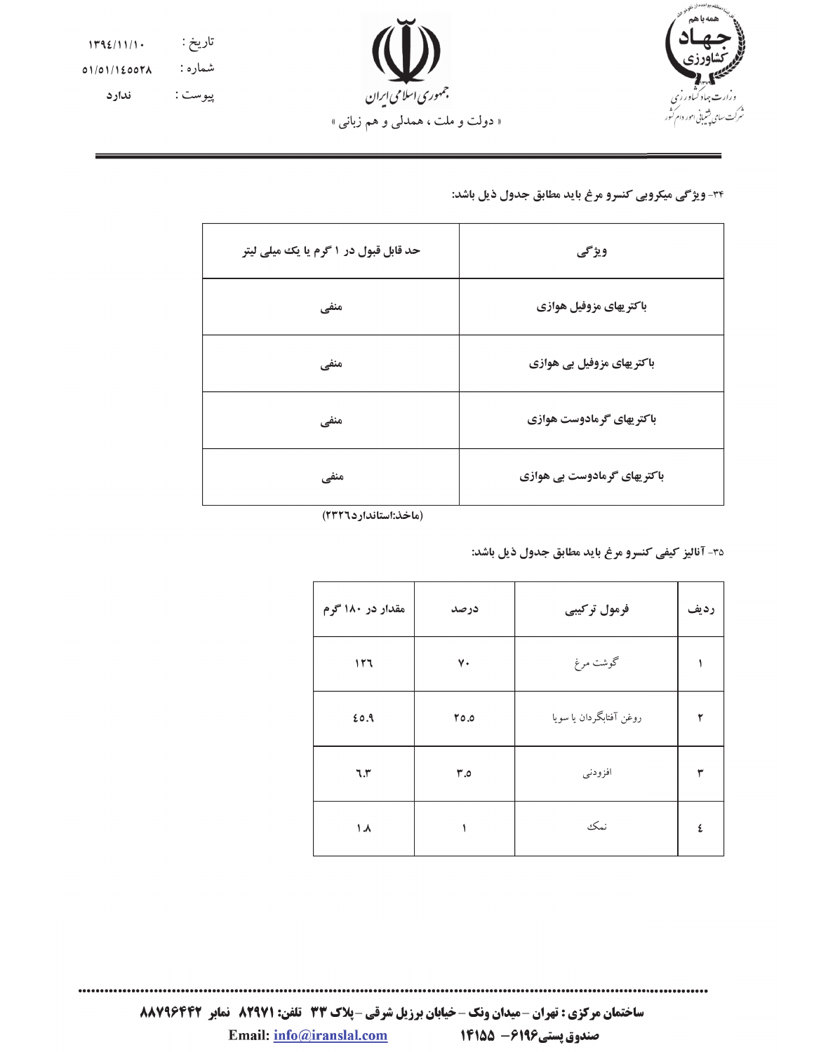۳۴- ویژگی میکروبی کنسرو مرغ باید مطابق جدول ذیل باشد:

| ویژگی | حد قابل قبول در ۱ گرم یا یک میلی لیتر |
|---|---|
| باکتریهای مزوفیل هوازی | منفی |
| باکتریهای مزوفیل بی هوازی | منفی |
| باکتریهای گرمادوست هوازی | منفی |
| باکتریهای گرمادوست بی هوازی | منفی |

(ماخذ:استاندارد۲۳۲۶)

۳۵- آنالیز کیفی کنسرو مرغ باید مطابق جدول ذیل باشد:

| ردیف | فرمول ترکیبی | درصد | مقدار در ۱۸۰ گرم |
|---|---|---|---|
| ۱ | گوشت مرغ | ۷۰ | ۱۲۶ |
| ۲ | روغن آفتابگردان یا سویا | ۲۵.۵ | ٤٥.۹ |
| ۳ | افزودنی | ۳.٥ | ٦.۳ |
| ٤ | نمک | ۱ | ۱.۸ |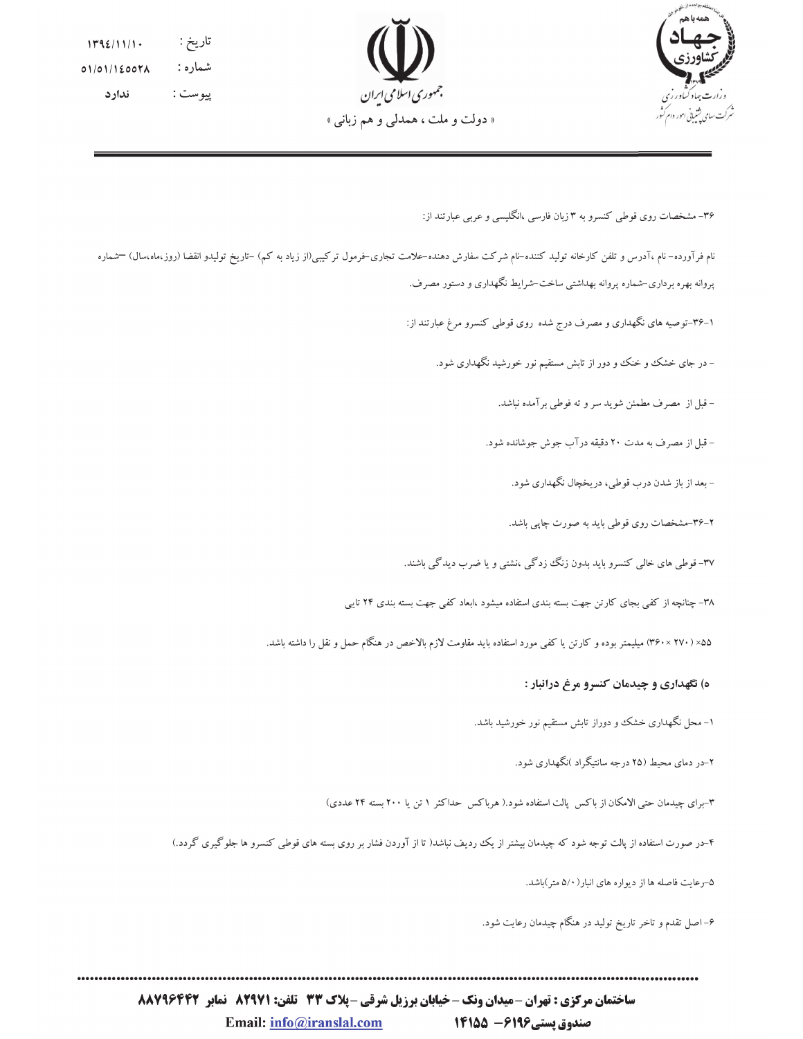تاریخ : ۱۳۹٤/۱۱/۱۰

شماره : ۵۱/۵۱/۱٤۵۵۲۸

پیوست : ندارد

۳۶- مشخصات روی قوطی کنسرو به ۳ زبان فارسی ،انگلیسی و عربی عبارتند از:

نام فرآورده– نام ،آدرس و تلفن کارخانه تولید کننده–نام شرکت سفارش دهنده–علامت تجاری–فرمول ترکیبی(از زیاد به کم) –تاریخ تولیدو انقضا (روز،ماه،سال) –شماره پروانه بهره برداری–شماره پروانه بهداشتی ساخت–شرایط نگهداری و دستور مصرف.

۱-۳۶-توصیه های نگهداری و مصرف درج شده روی قوطی کنسرو مرغ عبارتند از:

– در جای خشک و خنک و دور از تابش مستقیم نور خورشید نگهداری شود.

– قبل از مصرف مطمئن شوید سر و ته قوطی برآمده نباشد.

– قبل از مصرف به مدت ۲۰ دقیقه درآب جوش جوشانده شود.

– بعد از باز شدن درب قوطی، دریخچال نگهداری شود.

۲-۳۶-مشخصات روی قوطی باید به صورت چاپی باشد.

۳۷- قوطی های خالی کنسرو باید بدون زنگ زدگی ،نشتی و یا ضرب دیدگی باشند.

۳۸- چنانچه از کفی بجای کارتن جهت بسته بندی استفاده میشود ،ابعاد کفی جهت بسته بندی ۲۴ تایی

۵۵× ( ۲۷۰ ×۳۶۰) میلیمتر بوده و کارتن یا کفی مورد استفاده باید مقاومت لازم بالاخص در هنگام حمل و نقل را داشته باشد.

**ه) نگهداری و چیدمان کنسرو مرغ درانبار :**

۱- محل نگهداری خشک و دوراز تابش مستقیم نور خورشید باشد.

۲-در دمای محیط (۲۵ درجه سانتیگراد )نگهداری شود.

۳-برای چیدمان حتی الامکان از باکس پالت استفاده شود.( هرباکس حداکثر ۱ تن یا ۲۰۰ بسته ۲۴ عددی)

۴-در صورت استفاده از پالت توجه شود که چیدمان بیشتر از یک ردیف نباشد( تا از آوردن فشار بر روی بسته های قوطی کنسرو ها جلوگیری گردد.)

۵-رعایت فاصله ها از دیواره های انبار(۵/۰ متر)باشد.

۶- اصل تقدم و تاخر تاریخ تولید در هنگام چیدمان رعایت شود.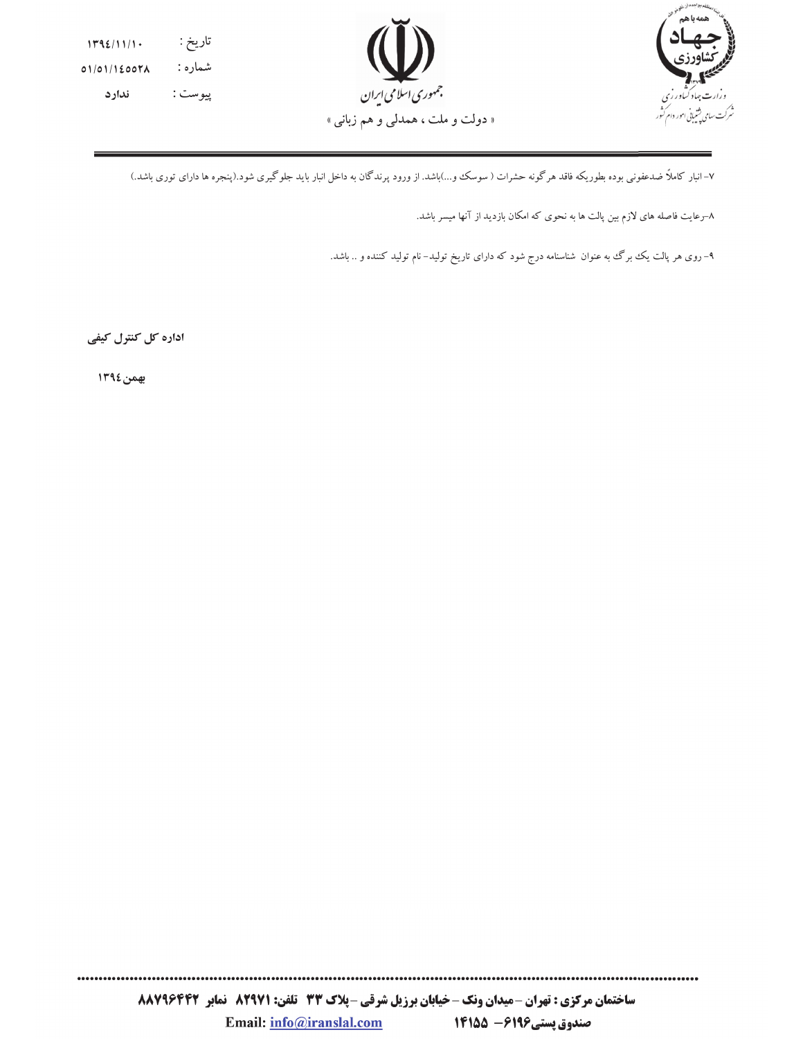۷- انبار کاملاً ضدعفونی بوده بطوریکه فاقد هرگونه حشرات ( سوسک و...)باشد. از ورود پرندگان به داخل انبار باید جلوگیری شود.(پنجره ها دارای توری باشد.)

۸-رعایت فاصله های لازم بین پالت ها به نحوی که امکان بازدید از آنها میسر باشد.

۹- روی هر پالت یک برگ به عنوان شناسنامه درج شود که دارای تاریخ تولید- نام تولید کننده و .. باشد.

**اداره کل کنترل کیفی**

**بهمن ۱۳۹٤**